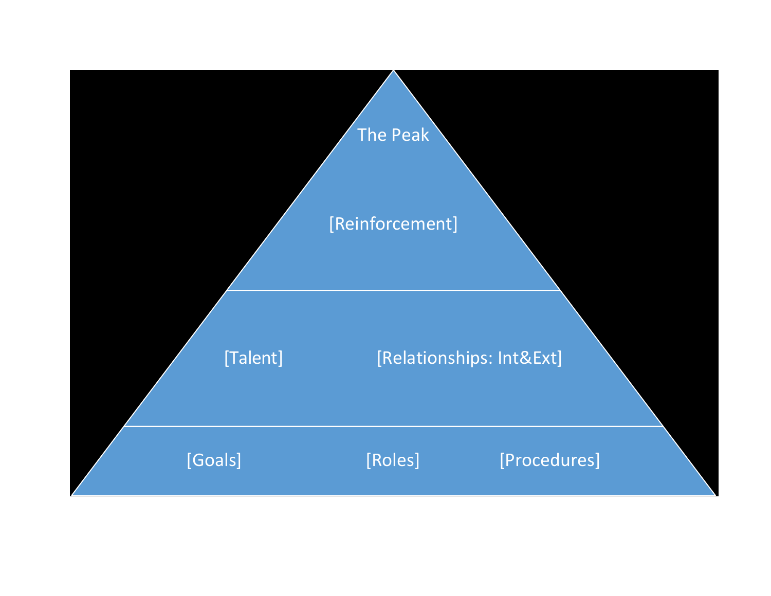The Peak

[Reinforcement]

[Talent] [Relationships: Int&Ext]

[Goals] [Roles] [Procedures]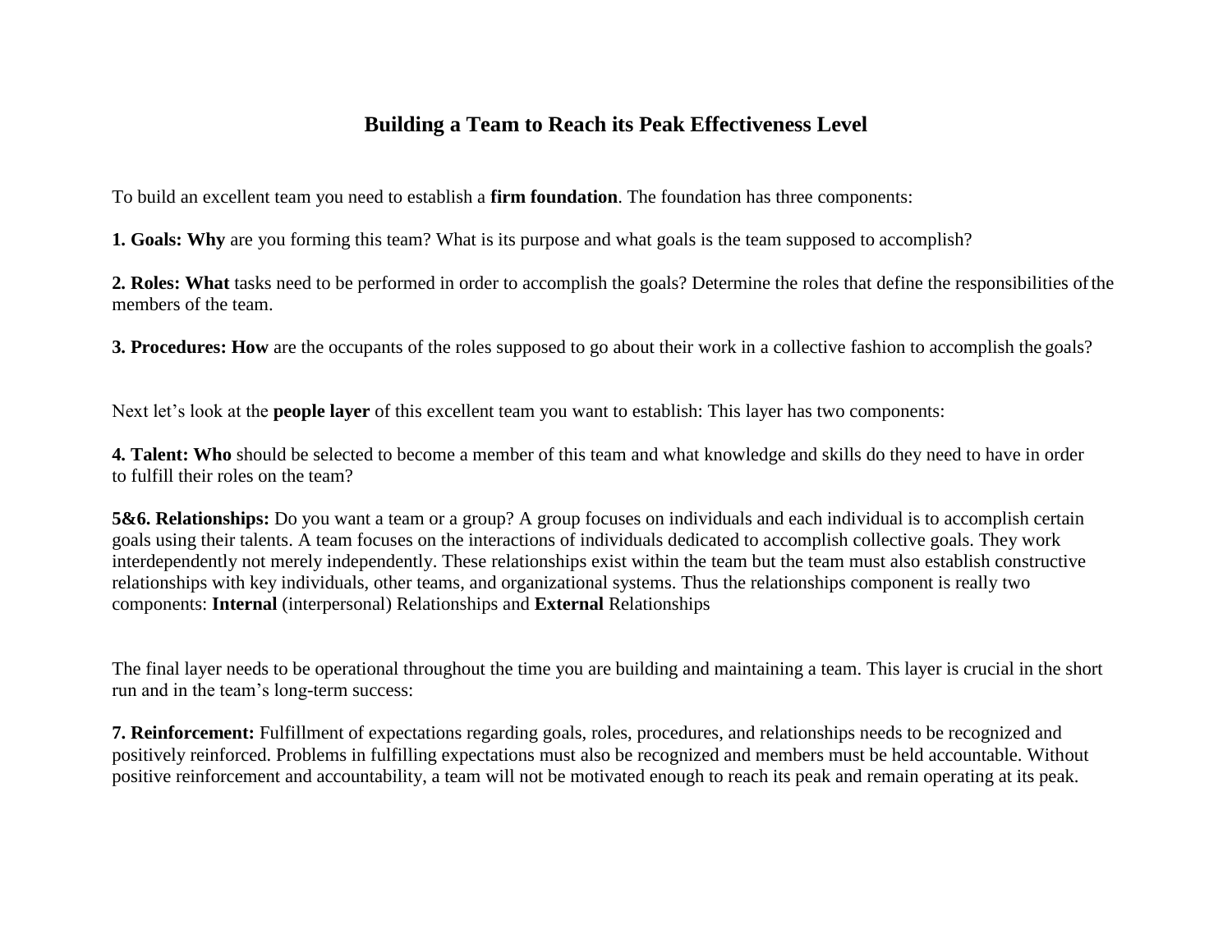# Building a Team to Reach its Peak Effectiveness Level

To build an excellent team you need to establish a **firm foundation**. The foundation has three components:

**1. Goals: Why** are you forming this team? What is its purpose and what goals is the team supposed to accomplish?

**2. Roles: What** tasks need to be performed in order to accomplish the goals? Determine the roles that define the responsibilities of the members of the team.

**3. Procedures: How** are the occupants of the roles supposed to go about their work in a collective fashion to accomplish the goals?

Next let's look at the **people layer** of this excellent team you want to establish: This layer has two components:

**4. Talent: Who** should be selected to become a member of this team and what knowledge and skills do they need to have in order to fulfill their roles on the team?

**5&6. Relationships:** Do you want a team or a group? A group focuses on individuals and each individual is to accomplish certain goals using their talents. A team focuses on the interactions of individuals dedicated to accomplish collective goals. They work interdependently not merely independently. These relationships exist within the team but the team must also establish constructive relationships with key individuals, other teams, and organizational systems. Thus the relationships component is really two components: **Internal** (interpersonal) Relationships and **External** Relationships

The final layer needs to be operational throughout the time you are building and maintaining a team. This layer is crucial in the short run and in the team's long-term success:

**7. Reinforcement:** Fulfillment of expectations regarding goals, roles, procedures, and relationships needs to be recognized and positively reinforced. Problems in fulfilling expectations must also be recognized and members must be held accountable. Without positive reinforcement and accountability, a team will not be motivated enough to reach its peak and remain operating at its peak.